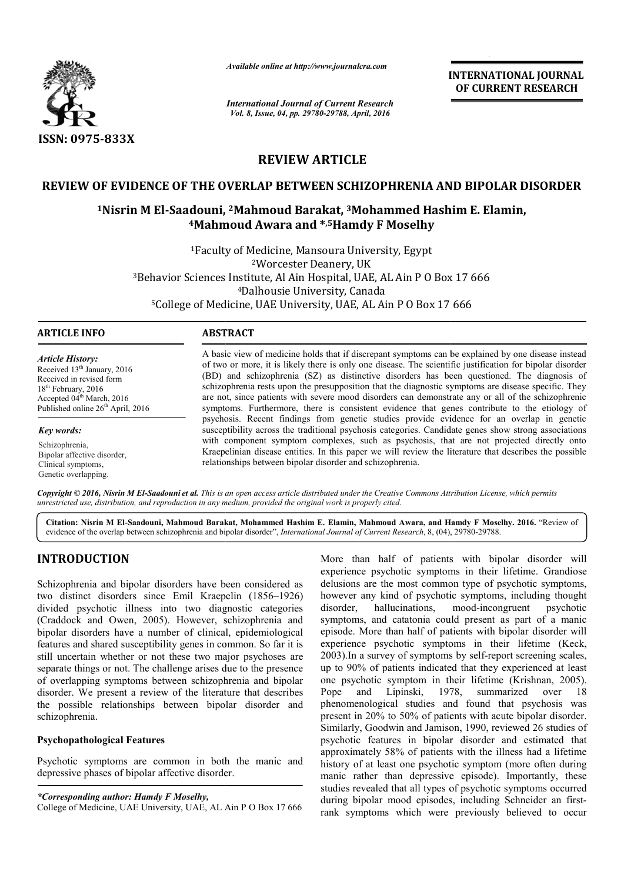# REVIEW ARTICLE

## REVIEW OF EVIDENCE OF THE OVERLAP BETWEEN SCHIZOPHRENIA AND BIPOLAR DISORDER

**[1]Nisrin M El-Saadouni, [2]Mahmoud Barakat, [3]Mohammed Hashim E. Elamin, [4]Mahmoud Awara and *,[5]Hamdy F Moselhy**

[1]Faculty of Medicine, Mansoura University, Egypt
[2]Worcester Deanery, UK
[3]Behavior Sciences Institute, Al Ain Hospital, UAE, AL Ain P O Box 17 666
[4]Dalhousie University, Canada
[5]College of Medicine, UAE University, UAE, AL Ain P O Box 17 666

**ARTICLE INFO**

*Article History:*
Received 13th January, 2016
Received in revised form 18th February, 2016
Accepted 04th March, 2016
Published online 26th April, 2016

*Key words:*
Schizophrenia,
Bipolar affective disorder,
Clinical symptoms,
Genetic overlapping.

**ABSTRACT**

A basic view of medicine holds that if discrepant symptoms can be explained by one disease instead of two or more, it is likely there is only one disease. The scientific justification for bipolar disorder (BD) and schizophrenia (SZ) as distinctive disorders has been questioned. The diagnosis of schizophrenia rests upon the presupposition that the diagnostic symptoms are disease specific. They are not, since patients with severe mood disorders can demonstrate any or all of the schizophrenic symptoms. Furthermore, there is consistent evidence that genes contribute to the etiology of psychosis. Recent findings from genetic studies provide evidence for an overlap in genetic susceptibility across the traditional psychosis categories. Candidate genes show strong associations with component symptom complexes, such as psychosis, that are not projected directly onto Kraepelinian disease entities. In this paper we will review the literature that describes the possible relationships between bipolar disorder and schizophrenia.

*Copyright © 2016, Nisrin M El-Saadouni et al. This is an open access article distributed under the Creative Commons Attribution License, which permits unrestricted use, distribution, and reproduction in any medium, provided the original work is properly cited.*

**Citation: Nisrin M El-Saadouni, Mahmoud Barakat, Mohammed Hashim E. Elamin, Mahmoud Awara, and Hamdy F Moselhy. 2016.** "Review of evidence of the overlap between schizophrenia and bipolar disorder", *International Journal of Current Research*, 8, (04), 29780-29788.

## INTRODUCTION

Schizophrenia and bipolar disorders have been considered as two distinct disorders since Emil Kraepelin (1856–1926) divided psychotic illness into two diagnostic categories (Craddock and Owen, 2005). However, schizophrenia and bipolar disorders have a number of clinical, epidemiological features and shared susceptibility genes in common. So far it is still uncertain whether or not these two major psychoses are separate things or not. The challenge arises due to the presence of overlapping symptoms between schizophrenia and bipolar disorder. We present a review of the literature that describes the possible relationships between bipolar disorder and schizophrenia.

### Psychopathological Features

Psychotic symptoms are common in both the manic and depressive phases of bipolar affective disorder.

More than half of patients with bipolar disorder will experience psychotic symptoms in their lifetime. Grandiose delusions are the most common type of psychotic symptoms, however any kind of psychotic symptoms, including thought disorder, hallucinations, mood-incongruent psychotic symptoms, and catatonia could present as part of a manic episode. More than half of patients with bipolar disorder will experience psychotic symptoms in their lifetime (Keck, 2003).In a survey of symptoms by self-report screening scales, up to 90% of patients indicated that they experienced at least one psychotic symptom in their lifetime (Krishnan, 2005). Pope and Lipinski, 1978, summarized over 18 phenomenological studies and found that psychosis was present in 20% to 50% of patients with acute bipolar disorder. Similarly, Goodwin and Jamison, 1990, reviewed 26 studies of psychotic features in bipolar disorder and estimated that approximately 58% of patients with the illness had a lifetime history of at least one psychotic symptom (more often during manic rather than depressive episode). Importantly, these studies revealed that all types of psychotic symptoms occurred during bipolar mood episodes, including Schneider an first-rank symptoms which were previously believed to occur

*\*Corresponding author: Hamdy F Moselhy,*
College of Medicine, UAE University, UAE, AL Ain P O Box 17 666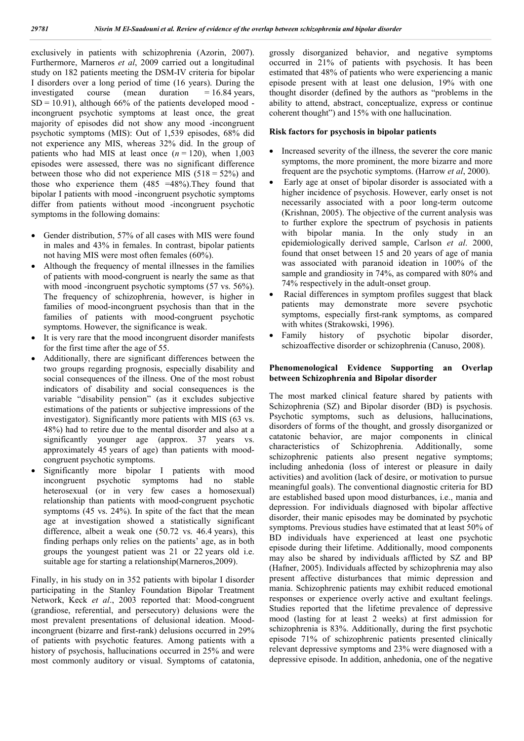exclusively in patients with schizophrenia (Azorin, 2007). Furthermore, Marneros *et al*, 2009 carried out a longitudinal study on 182 patients meeting the DSM-IV criteria for bipolar I disorders over a long period of time (16 years). During the investigated course (mean duration = 16.84 years, SD = 10.91), although 66% of the patients developed mood - incongruent psychotic symptoms at least once, the great majority of episodes did not show any mood -incongruent psychotic symptoms (MIS): Out of 1,539 episodes, 68% did not experience any MIS, whereas 32% did. In the group of patients who had MIS at least once ($n = 120$), when 1,003 episodes were assessed, there was no significant difference between those who did not experience MIS (518 = 52%) and those who experience them (485 =48%).They found that bipolar I patients with mood -incongruent psychotic symptoms differ from patients without mood -incongruent psychotic symptoms in the following domains:

- Gender distribution, 57% of all cases with MIS were found in males and 43% in females. In contrast, bipolar patients not having MIS were most often females (60%).
- Although the frequency of mental illnesses in the families of patients with mood-congruent is nearly the same as that with mood -incongruent psychotic symptoms (57 vs. 56%). The frequency of schizophrenia, however, is higher in families of mood-incongruent psychosis than that in the families of patients with mood-congruent psychotic symptoms. However, the significance is weak.
- It is very rare that the mood incongruent disorder manifests for the first time after the age of 55.
- Additionally, there are significant differences between the two groups regarding prognosis, especially disability and social consequences of the illness. One of the most robust indicators of disability and social consequences is the variable "disability pension" (as it excludes subjective estimations of the patients or subjective impressions of the investigator). Significantly more patients with MIS (63 vs. 48%) had to retire due to the mental disorder and also at a significantly younger age (approx. 37 years vs. approximately 45 years of age) than patients with mood-congruent psychotic symptoms.
- Significantly more bipolar I patients with mood incongruent psychotic symptoms had no stable heterosexual (or in very few cases a homosexual) relationship than patients with mood-congruent psychotic symptoms (45 vs. 24%). In spite of the fact that the mean age at investigation showed a statistically significant difference, albeit a weak one (50.72 vs. 46.4 years), this finding perhaps only relies on the patients' age, as in both groups the youngest patient was 21 or 22 years old i.e. suitable age for starting a relationship(Marneros,2009).

Finally, in his study on in 352 patients with bipolar I disorder participating in the Stanley Foundation Bipolar Treatment Network, Keck *et al*., 2003 reported that: Mood-congruent (grandiose, referential, and persecutory) delusions were the most prevalent presentations of delusional ideation. Mood-incongruent (bizarre and first-rank) delusions occurred in 29% of patients with psychotic features. Among patients with a history of psychosis, hallucinations occurred in 25% and were most commonly auditory or visual. Symptoms of catatonia, grossly disorganized behavior, and negative symptoms occurred in 21% of patients with psychosis. It has been estimated that 48% of patients who were experiencing a manic episode present with at least one delusion, 19% with one thought disorder (defined by the authors as "problems in the ability to attend, abstract, conceptualize, express or continue coherent thought") and 15% with one hallucination.

**Risk factors for psychosis in bipolar patients**

- Increased severity of the illness, the severer the core manic symptoms, the more prominent, the more bizarre and more frequent are the psychotic symptoms. (Harrow *et al*, 2000).
- Early age at onset of bipolar disorder is associated with a higher incidence of psychosis. However, early onset is not necessarily associated with a poor long-term outcome (Krishnan, 2005). The objective of the current analysis was to further explore the spectrum of psychosis in patients with bipolar mania. In the only study in an epidemiologically derived sample, Carlson *et al*. 2000, found that onset between 15 and 20 years of age of mania was associated with paranoid ideation in 100% of the sample and grandiosity in 74%, as compared with 80% and 74% respectively in the adult-onset group.
- Racial differences in symptom profiles suggest that black patients may demonstrate more severe psychotic symptoms, especially first-rank symptoms, as compared with whites (Strakowski, 1996).
- Family history of psychotic bipolar disorder, schizoaffective disorder or schizophrenia (Canuso, 2008).

**Phenomenological Evidence Supporting an Overlap between Schizophrenia and Bipolar disorder**

The most marked clinical feature shared by patients with Schizophrenia (SZ) and Bipolar disorder (BD) is psychosis. Psychotic symptoms, such as delusions, hallucinations, disorders of forms of the thought, and grossly disorganized or catatonic behavior, are major components in clinical characteristics of Schizophrenia. Additionally, some schizophrenic patients also present negative symptoms; including anhedonia (loss of interest or pleasure in daily activities) and avolition (lack of desire, or motivation to pursue meaningful goals). The conventional diagnostic criteria for BD are established based upon mood disturbances, i.e., mania and depression. For individuals diagnosed with bipolar affective disorder, their manic episodes may be dominated by psychotic symptoms. Previous studies have estimated that at least 50% of BD individuals have experienced at least one psychotic episode during their lifetime. Additionally, mood components may also be shared by individuals afflicted by SZ and BP (Hafner, 2005). Individuals affected by schizophrenia may also present affective disturbances that mimic depression and mania. Schizophrenic patients may exhibit reduced emotional responses or experience overly active and exultant feelings. Studies reported that the lifetime prevalence of depressive mood (lasting for at least 2 weeks) at first admission for schizophrenia is 83%. Additionally, during the first psychotic episode 71% of schizophrenic patients presented clinically relevant depressive symptoms and 23% were diagnosed with a depressive episode. In addition, anhedonia, one of the negative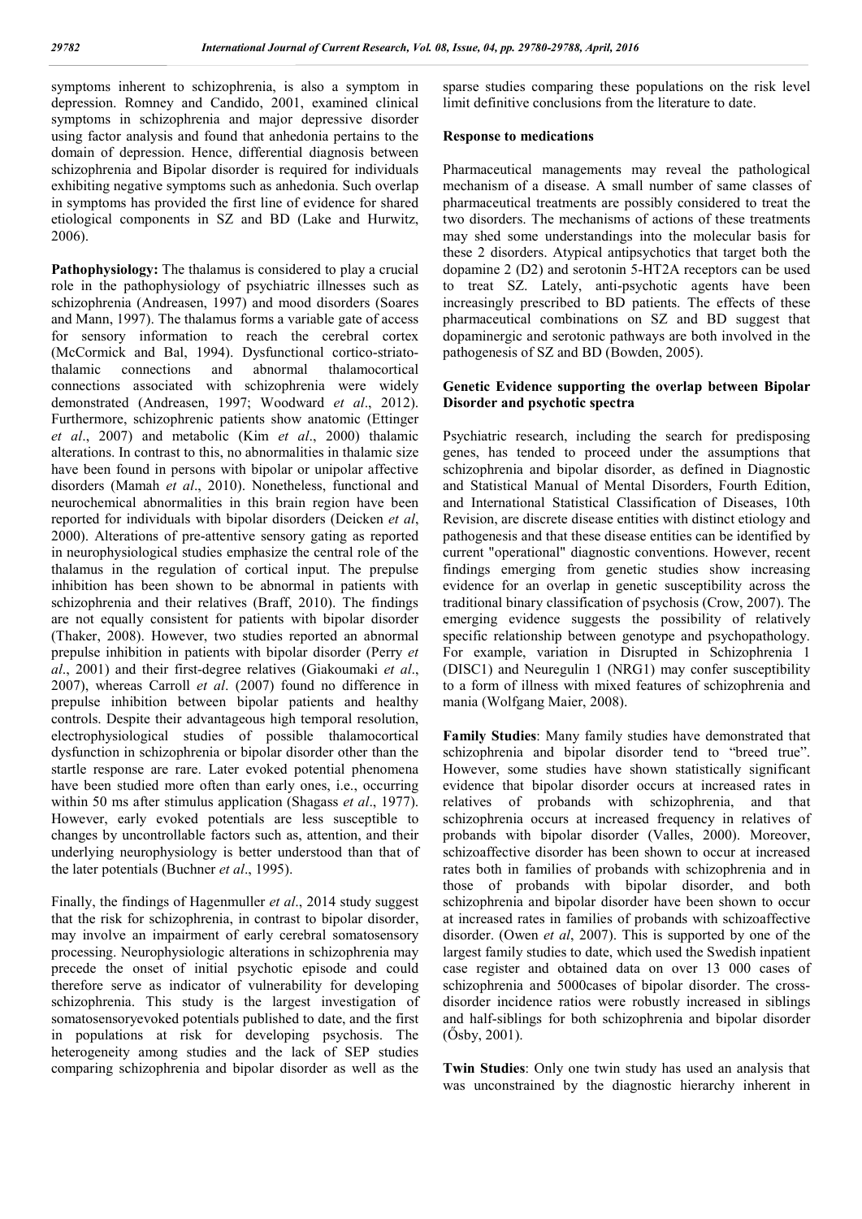symptoms inherent to schizophrenia, is also a symptom in depression. Romney and Candido, 2001, examined clinical symptoms in schizophrenia and major depressive disorder using factor analysis and found that anhedonia pertains to the domain of depression. Hence, differential diagnosis between schizophrenia and Bipolar disorder is required for individuals exhibiting negative symptoms such as anhedonia. Such overlap in symptoms has provided the first line of evidence for shared etiological components in SZ and BD (Lake and Hurwitz, 2006).

**Pathophysiology:** The thalamus is considered to play a crucial role in the pathophysiology of psychiatric illnesses such as schizophrenia (Andreasen, 1997) and mood disorders (Soares and Mann, 1997). The thalamus forms a variable gate of access for sensory information to reach the cerebral cortex (McCormick and Bal, 1994). Dysfunctional cortico-striato-thalamic connections and abnormal thalamocortical connections associated with schizophrenia were widely demonstrated (Andreasen, 1997; Woodward *et al*., 2012). Furthermore, schizophrenic patients show anatomic (Ettinger *et al*., 2007) and metabolic (Kim *et al*., 2000) thalamic alterations. In contrast to this, no abnormalities in thalamic size have been found in persons with bipolar or unipolar affective disorders (Mamah *et al*., 2010). Nonetheless, functional and neurochemical abnormalities in this brain region have been reported for individuals with bipolar disorders (Deicken *et al*, 2000). Alterations of pre-attentive sensory gating as reported in neurophysiological studies emphasize the central role of the thalamus in the regulation of cortical input. The prepulse inhibition has been shown to be abnormal in patients with schizophrenia and their relatives (Braff, 2010). The findings are not equally consistent for patients with bipolar disorder (Thaker, 2008). However, two studies reported an abnormal prepulse inhibition in patients with bipolar disorder (Perry *et al*., 2001) and their first-degree relatives (Giakoumaki *et al*., 2007), whereas Carroll *et al*. (2007) found no difference in prepulse inhibition between bipolar patients and healthy controls. Despite their advantageous high temporal resolution, electrophysiological studies of possible thalamocortical dysfunction in schizophrenia or bipolar disorder other than the startle response are rare. Later evoked potential phenomena have been studied more often than early ones, i.e., occurring within 50 ms after stimulus application (Shagass *et al*., 1977). However, early evoked potentials are less susceptible to changes by uncontrollable factors such as, attention, and their underlying neurophysiology is better understood than that of the later potentials (Buchner *et al*., 1995).

Finally, the findings of Hagenmuller *et al*., 2014 study suggest that the risk for schizophrenia, in contrast to bipolar disorder, may involve an impairment of early cerebral somatosensory processing. Neurophysiologic alterations in schizophrenia may precede the onset of initial psychotic episode and could therefore serve as indicator of vulnerability for developing schizophrenia. This study is the largest investigation of somatosensoryevoked potentials published to date, and the first in populations at risk for developing psychosis. The heterogeneity among studies and the lack of SEP studies comparing schizophrenia and bipolar disorder as well as the sparse studies comparing these populations on the risk level limit definitive conclusions from the literature to date.

**Response to medications**

Pharmaceutical managements may reveal the pathological mechanism of a disease. A small number of same classes of pharmaceutical treatments are possibly considered to treat the two disorders. The mechanisms of actions of these treatments may shed some understandings into the molecular basis for these 2 disorders. Atypical antipsychotics that target both the dopamine 2 (D2) and serotonin 5-HT2A receptors can be used to treat SZ. Lately, anti-psychotic agents have been increasingly prescribed to BD patients. The effects of these pharmaceutical combinations on SZ and BD suggest that dopaminergic and serotonic pathways are both involved in the pathogenesis of SZ and BD (Bowden, 2005).

**Genetic Evidence supporting the overlap between Bipolar Disorder and psychotic spectra**

Psychiatric research, including the search for predisposing genes, has tended to proceed under the assumptions that schizophrenia and bipolar disorder, as defined in Diagnostic and Statistical Manual of Mental Disorders, Fourth Edition, and International Statistical Classification of Diseases, 10th Revision, are discrete disease entities with distinct etiology and pathogenesis and that these disease entities can be identified by current "operational" diagnostic conventions. However, recent findings emerging from genetic studies show increasing evidence for an overlap in genetic susceptibility across the traditional binary classification of psychosis (Crow, 2007). The emerging evidence suggests the possibility of relatively specific relationship between genotype and psychopathology. For example, variation in Disrupted in Schizophrenia 1 (DISC1) and Neuregulin 1 (NRG1) may confer susceptibility to a form of illness with mixed features of schizophrenia and mania (Wolfgang Maier, 2008).

**Family Studies**: Many family studies have demonstrated that schizophrenia and bipolar disorder tend to "breed true". However, some studies have shown statistically significant evidence that bipolar disorder occurs at increased rates in relatives of probands with schizophrenia, and that schizophrenia occurs at increased frequency in relatives of probands with bipolar disorder (Valles, 2000). Moreover, schizoaffective disorder has been shown to occur at increased rates both in families of probands with schizophrenia and in those of probands with bipolar disorder, and both schizophrenia and bipolar disorder have been shown to occur at increased rates in families of probands with schizoaffective disorder. (Owen *et al*, 2007). This is supported by one of the largest family studies to date, which used the Swedish inpatient case register and obtained data on over 13 000 cases of schizophrenia and 5000cases of bipolar disorder. The cross-disorder incidence ratios were robustly increased in siblings and half-siblings for both schizophrenia and bipolar disorder (Ősby, 2001).

**Twin Studies**: Only one twin study has used an analysis that was unconstrained by the diagnostic hierarchy inherent in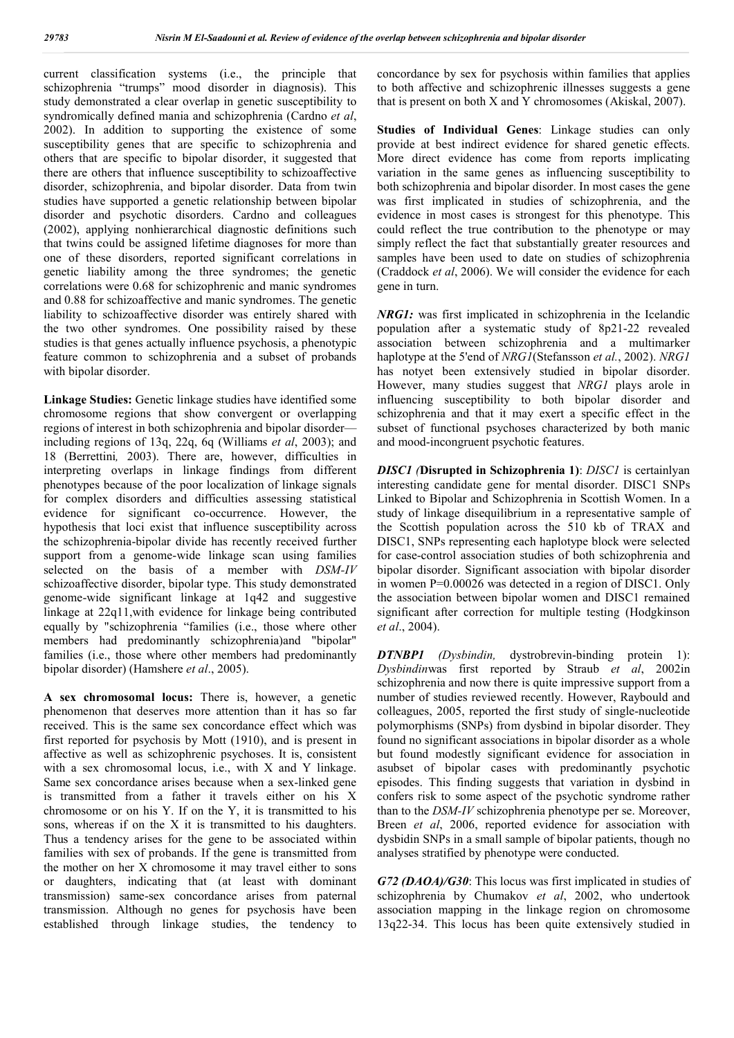current classification systems (i.e., the principle that schizophrenia "trumps" mood disorder in diagnosis). This study demonstrated a clear overlap in genetic susceptibility to syndromically defined mania and schizophrenia (Cardno *et al*, 2002). In addition to supporting the existence of some susceptibility genes that are specific to schizophrenia and others that are specific to bipolar disorder, it suggested that there are others that influence susceptibility to schizoaffective disorder, schizophrenia, and bipolar disorder. Data from twin studies have supported a genetic relationship between bipolar disorder and psychotic disorders. Cardno and colleagues (2002), applying nonhierarchical diagnostic definitions such that twins could be assigned lifetime diagnoses for more than one of these disorders, reported significant correlations in genetic liability among the three syndromes; the genetic correlations were 0.68 for schizophrenic and manic syndromes and 0.88 for schizoaffective and manic syndromes. The genetic liability to schizoaffective disorder was entirely shared with the two other syndromes. One possibility raised by these studies is that genes actually influence psychosis, a phenotypic feature common to schizophrenia and a subset of probands with bipolar disorder.

**Linkage Studies:** Genetic linkage studies have identified some chromosome regions that show convergent or overlapping regions of interest in both schizophrenia and bipolar disorder—including regions of 13q, 22q, 6q (Williams *et al*, 2003); and 18 (Berrettini*,* 2003). There are, however, difficulties in interpreting overlaps in linkage findings from different phenotypes because of the poor localization of linkage signals for complex disorders and difficulties assessing statistical evidence for significant co-occurrence. However, the hypothesis that loci exist that influence susceptibility across the schizophrenia-bipolar divide has recently received further support from a genome-wide linkage scan using families selected on the basis of a member with *DSM-IV* schizoaffective disorder, bipolar type. This study demonstrated genome-wide significant linkage at 1q42 and suggestive linkage at 22q11,with evidence for linkage being contributed equally by "schizophrenia "families (i.e., those where other members had predominantly schizophrenia)and "bipolar" families (i.e., those where other members had predominantly bipolar disorder) (Hamshere *et al*., 2005).

**A sex chromosomal locus:** There is, however, a genetic phenomenon that deserves more attention than it has so far received. This is the same sex concordance effect which was first reported for psychosis by Mott (1910), and is present in affective as well as schizophrenic psychoses. It is, consistent with a sex chromosomal locus, i.e., with X and Y linkage. Same sex concordance arises because when a sex-linked gene is transmitted from a father it travels either on his X chromosome or on his Y. If on the Y, it is transmitted to his sons, whereas if on the X it is transmitted to his daughters. Thus a tendency arises for the gene to be associated within families with sex of probands. If the gene is transmitted from the mother on her X chromosome it may travel either to sons or daughters, indicating that (at least with dominant transmission) same-sex concordance arises from paternal transmission. Although no genes for psychosis have been established through linkage studies, the tendency to concordance by sex for psychosis within families that applies to both affective and schizophrenic illnesses suggests a gene that is present on both X and Y chromosomes (Akiskal, 2007).

**Studies of Individual Genes**: Linkage studies can only provide at best indirect evidence for shared genetic effects. More direct evidence has come from reports implicating variation in the same genes as influencing susceptibility to both schizophrenia and bipolar disorder. In most cases the gene was first implicated in studies of schizophrenia, and the evidence in most cases is strongest for this phenotype. This could reflect the true contribution to the phenotype or may simply reflect the fact that substantially greater resources and samples have been used to date on studies of schizophrenia (Craddock *et al*, 2006). We will consider the evidence for each gene in turn.

***NRG1:*** was first implicated in schizophrenia in the Icelandic population after a systematic study of 8p21-22 revealed association between schizophrenia and a multimarker haplotype at the 5'end of *NRG1*(Stefansson *et al.*, 2002). *NRG1* has notyet been extensively studied in bipolar disorder. However, many studies suggest that *NRG1* plays arole in influencing susceptibility to both bipolar disorder and schizophrenia and that it may exert a specific effect in the subset of functional psychoses characterized by both manic and mood-incongruent psychotic features.

***DISC1 (*Disrupted in Schizophrenia 1)**: *DISC1* is certainlyan interesting candidate gene for mental disorder. DISC1 SNPs Linked to Bipolar and Schizophrenia in Scottish Women. In a study of linkage disequilibrium in a representative sample of the Scottish population across the 510 kb of TRAX and DISC1, SNPs representing each haplotype block were selected for case-control association studies of both schizophrenia and bipolar disorder. Significant association with bipolar disorder in women P=0.00026 was detected in a region of DISC1. Only the association between bipolar women and DISC1 remained significant after correction for multiple testing (Hodgkinson *et al*., 2004).

***DTNBP1*** *(Dysbindin,* dystrobrevin-binding protein 1): *Dysbindin*was first reported by Straub *et al*, 2002in schizophrenia and now there is quite impressive support from a number of studies reviewed recently. However, Raybould and colleagues, 2005, reported the first study of single-nucleotide polymorphisms (SNPs) from dysbind in bipolar disorder. They found no significant associations in bipolar disorder as a whole but found modestly significant evidence for association in asubset of bipolar cases with predominantly psychotic episodes. This finding suggests that variation in dysbind in confers risk to some aspect of the psychotic syndrome rather than to the *DSM-IV* schizophrenia phenotype per se. Moreover, Breen *et al*, 2006, reported evidence for association with dysbidin SNPs in a small sample of bipolar patients, though no analyses stratified by phenotype were conducted.

***G72 (DAOA)/G30***: This locus was first implicated in studies of schizophrenia by Chumakov *et al*, 2002, who undertook association mapping in the linkage region on chromosome 13q22-34. This locus has been quite extensively studied in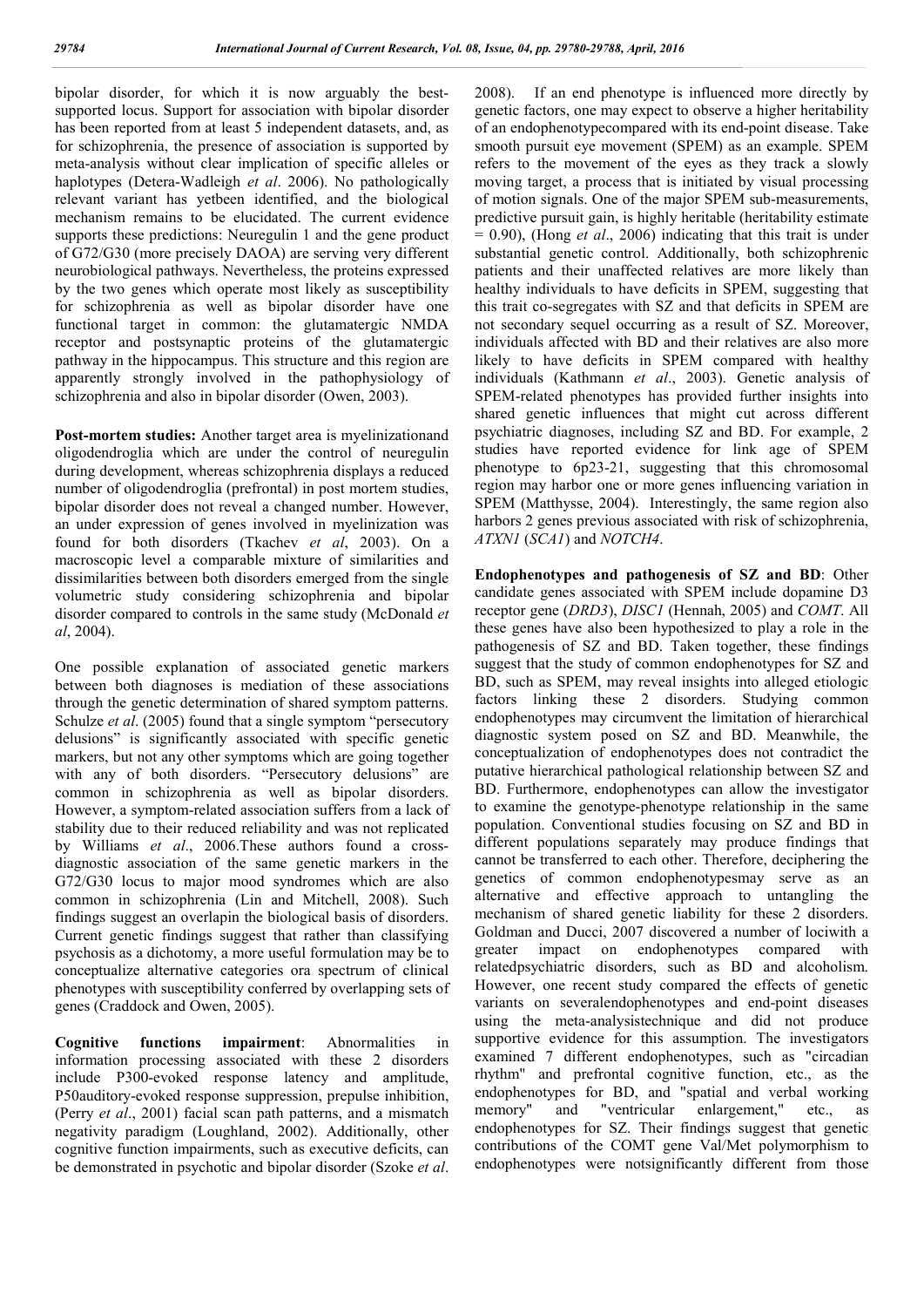bipolar disorder, for which it is now arguably the best-supported locus. Support for association with bipolar disorder has been reported from at least 5 independent datasets, and, as for schizophrenia, the presence of association is supported by meta-analysis without clear implication of specific alleles or haplotypes (Detera-Wadleigh *et al*. 2006). No pathologically relevant variant has yetbeen identified, and the biological mechanism remains to be elucidated. The current evidence supports these predictions: Neuregulin 1 and the gene product of G72/G30 (more precisely DAOA) are serving very different neurobiological pathways. Nevertheless, the proteins expressed by the two genes which operate most likely as susceptibility for schizophrenia as well as bipolar disorder have one functional target in common: the glutamatergic NMDA receptor and postsynaptic proteins of the glutamatergic pathway in the hippocampus. This structure and this region are apparently strongly involved in the pathophysiology of schizophrenia and also in bipolar disorder (Owen, 2003).

**Post-mortem studies:** Another target area is myelinizationand oligodendroglia which are under the control of neuregulin during development, whereas schizophrenia displays a reduced number of oligodendroglia (prefrontal) in post mortem studies, bipolar disorder does not reveal a changed number. However, an under expression of genes involved in myelinization was found for both disorders (Tkachev *et al*, 2003). On a macroscopic level a comparable mixture of similarities and dissimilarities between both disorders emerged from the single volumetric study considering schizophrenia and bipolar disorder compared to controls in the same study (McDonald *et al*, 2004).

One possible explanation of associated genetic markers between both diagnoses is mediation of these associations through the genetic determination of shared symptom patterns. Schulze *et al*. (2005) found that a single symptom "persecutory delusions" is significantly associated with specific genetic markers, but not any other symptoms which are going together with any of both disorders. "Persecutory delusions" are common in schizophrenia as well as bipolar disorders. However, a symptom-related association suffers from a lack of stability due to their reduced reliability and was not replicated by Williams *et al*., 2006.These authors found a cross-diagnostic association of the same genetic markers in the G72/G30 locus to major mood syndromes which are also common in schizophrenia (Lin and Mitchell, 2008). Such findings suggest an overlapin the biological basis of disorders. Current genetic findings suggest that rather than classifying psychosis as a dichotomy, a more useful formulation may be to conceptualize alternative categories ora spectrum of clinical phenotypes with susceptibility conferred by overlapping sets of genes (Craddock and Owen, 2005).

**Cognitive functions impairment**: Abnormalities in information processing associated with these 2 disorders include P300-evoked response latency and amplitude, P50auditory-evoked response suppression, prepulse inhibition, (Perry *et al*., 2001) facial scan path patterns, and a mismatch negativity paradigm (Loughland, 2002). Additionally, other cognitive function impairments, such as executive deficits, can be demonstrated in psychotic and bipolar disorder (Szoke *et al*. 2008). If an end phenotype is influenced more directly by genetic factors, one may expect to observe a higher heritability of an endophenotypecompared with its end-point disease. Take smooth pursuit eye movement (SPEM) as an example. SPEM refers to the movement of the eyes as they track a slowly moving target, a process that is initiated by visual processing of motion signals. One of the major SPEM sub-measurements, predictive pursuit gain, is highly heritable (heritability estimate = 0.90), (Hong *et al*., 2006) indicating that this trait is under substantial genetic control. Additionally, both schizophrenic patients and their unaffected relatives are more likely than healthy individuals to have deficits in SPEM, suggesting that this trait co-segregates with SZ and that deficits in SPEM are not secondary sequel occurring as a result of SZ. Moreover, individuals affected with BD and their relatives are also more likely to have deficits in SPEM compared with healthy individuals (Kathmann *et al*., 2003). Genetic analysis of SPEM-related phenotypes has provided further insights into shared genetic influences that might cut across different psychiatric diagnoses, including SZ and BD. For example, 2 studies have reported evidence for link age of SPEM phenotype to 6p23-21, suggesting that this chromosomal region may harbor one or more genes influencing variation in SPEM (Matthysse, 2004). Interestingly, the same region also harbors 2 genes previous associated with risk of schizophrenia, *ATXN1* (*SCA1*) and *NOTCH4*.

**Endophenotypes and pathogenesis of SZ and BD**: Other candidate genes associated with SPEM include dopamine D3 receptor gene (*DRD3*), *DISC1* (Hennah, 2005) and *COMT*. All these genes have also been hypothesized to play a role in the pathogenesis of SZ and BD. Taken together, these findings suggest that the study of common endophenotypes for SZ and BD, such as SPEM, may reveal insights into alleged etiologic factors linking these 2 disorders. Studying common endophenotypes may circumvent the limitation of hierarchical diagnostic system posed on SZ and BD. Meanwhile, the conceptualization of endophenotypes does not contradict the putative hierarchical pathological relationship between SZ and BD. Furthermore, endophenotypes can allow the investigator to examine the genotype-phenotype relationship in the same population. Conventional studies focusing on SZ and BD in different populations separately may produce findings that cannot be transferred to each other. Therefore, deciphering the genetics of common endophenotypesmay serve as an alternative and effective approach to untangling the mechanism of shared genetic liability for these 2 disorders. Goldman and Ducci, 2007 discovered a number of lociwith a greater impact on endophenotypes compared with relatedpsychiatric disorders, such as BD and alcoholism. However, one recent study compared the effects of genetic variants on severalendophenotypes and end-point diseases using the meta-analysistechnique and did not produce supportive evidence for this assumption. The investigators examined 7 different endophenotypes, such as "circadian rhythm" and prefrontal cognitive function, etc., as the endophenotypes for BD, and "spatial and verbal working memory" and "ventricular enlargement," etc., as endophenotypes for SZ. Their findings suggest that genetic contributions of the COMT gene Val/Met polymorphism to endophenotypes were notsignificantly different from those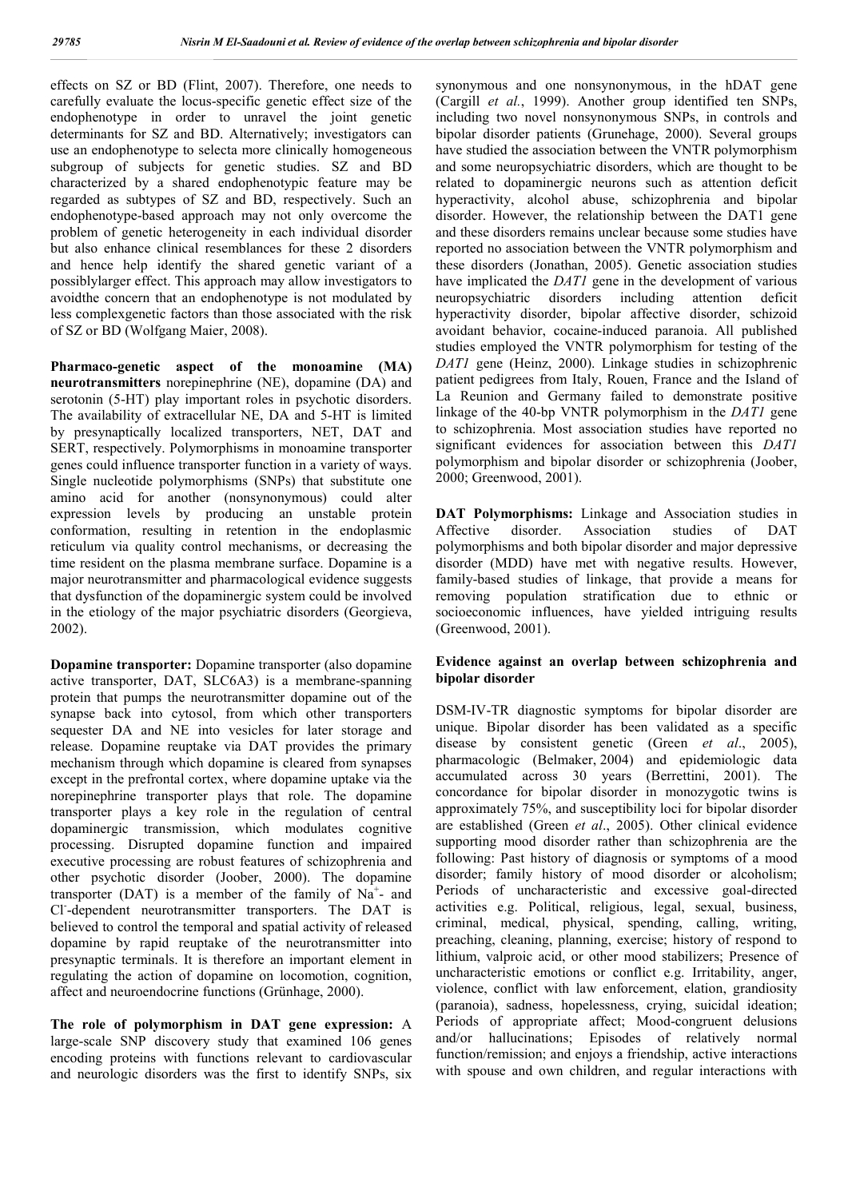effects on SZ or BD (Flint, 2007). Therefore, one needs to carefully evaluate the locus-specific genetic effect size of the endophenotype in order to unravel the joint genetic determinants for SZ and BD. Alternatively; investigators can use an endophenotype to selecta more clinically homogeneous subgroup of subjects for genetic studies. SZ and BD characterized by a shared endophenotypic feature may be regarded as subtypes of SZ and BD, respectively. Such an endophenotype-based approach may not only overcome the problem of genetic heterogeneity in each individual disorder but also enhance clinical resemblances for these 2 disorders and hence help identify the shared genetic variant of a possiblylarger effect. This approach may allow investigators to avoidthe concern that an endophenotype is not modulated by less complexgenetic factors than those associated with the risk of SZ or BD (Wolfgang Maier, 2008).

**Pharmaco-genetic aspect of the monoamine (MA) neurotransmitters** norepinephrine (NE), dopamine (DA) and serotonin (5-HT) play important roles in psychotic disorders. The availability of extracellular NE, DA and 5-HT is limited by presynaptically localized transporters, NET, DAT and SERT, respectively. Polymorphisms in monoamine transporter genes could influence transporter function in a variety of ways. Single nucleotide polymorphisms (SNPs) that substitute one amino acid for another (nonsynonymous) could alter expression levels by producing an unstable protein conformation, resulting in retention in the endoplasmic reticulum via quality control mechanisms, or decreasing the time resident on the plasma membrane surface. Dopamine is a major neurotransmitter and pharmacological evidence suggests that dysfunction of the dopaminergic system could be involved in the etiology of the major psychiatric disorders (Georgieva, 2002).

**Dopamine transporter:** Dopamine transporter (also dopamine active transporter, DAT, SLC6A3) is a membrane-spanning protein that pumps the neurotransmitter dopamine out of the synapse back into cytosol, from which other transporters sequester DA and NE into vesicles for later storage and release. Dopamine reuptake via DAT provides the primary mechanism through which dopamine is cleared from synapses except in the prefrontal cortex, where dopamine uptake via the norepinephrine transporter plays that role. The dopamine transporter plays a key role in the regulation of central dopaminergic transmission, which modulates cognitive processing. Disrupted dopamine function and impaired executive processing are robust features of schizophrenia and other psychotic disorder (Joober, 2000). The dopamine transporter (DAT) is a member of the family of $Na^{+}$- and $Cl^{-}$-dependent neurotransmitter transporters. The DAT is believed to control the temporal and spatial activity of released dopamine by rapid reuptake of the neurotransmitter into presynaptic terminals. It is therefore an important element in regulating the action of dopamine on locomotion, cognition, affect and neuroendocrine functions (Grünhage, 2000).

**The role of polymorphism in DAT gene expression:** A large-scale SNP discovery study that examined 106 genes encoding proteins with functions relevant to cardiovascular and neurologic disorders was the first to identify SNPs, six synonymous and one nonsynonymous, in the hDAT gene (Cargill *et al.*, 1999). Another group identified ten SNPs, including two novel nonsynonymous SNPs, in controls and bipolar disorder patients (Grunehage, 2000). Several groups have studied the association between the VNTR polymorphism and some neuropsychiatric disorders, which are thought to be related to dopaminergic neurons such as attention deficit hyperactivity, alcohol abuse, schizophrenia and bipolar disorder. However, the relationship between the DAT1 gene and these disorders remains unclear because some studies have reported no association between the VNTR polymorphism and these disorders (Jonathan, 2005). Genetic association studies have implicated the *DAT1* gene in the development of various neuropsychiatric disorders including attention deficit hyperactivity disorder, bipolar affective disorder, schizoid avoidant behavior, cocaine-induced paranoia. All published studies employed the VNTR polymorphism for testing of the *DAT1* gene (Heinz, 2000). Linkage studies in schizophrenic patient pedigrees from Italy, Rouen, France and the Island of La Reunion and Germany failed to demonstrate positive linkage of the 40-bp VNTR polymorphism in the *DAT1* gene to schizophrenia. Most association studies have reported no significant evidences for association between this *DAT1* polymorphism and bipolar disorder or schizophrenia (Joober, 2000; Greenwood, 2001).

**DAT Polymorphisms:** Linkage and Association studies in Affective disorder. Association studies of DAT polymorphisms and both bipolar disorder and major depressive disorder (MDD) have met with negative results. However, family-based studies of linkage, that provide a means for removing population stratification due to ethnic or socioeconomic influences, have yielded intriguing results (Greenwood, 2001).

## Evidence against an overlap between schizophrenia and bipolar disorder

DSM-IV-TR diagnostic symptoms for bipolar disorder are unique. Bipolar disorder has been validated as a specific disease by consistent genetic (Green *et al*., 2005), pharmacologic (Belmaker, 2004) and epidemiologic data accumulated across 30 years (Berrettini, 2001). The concordance for bipolar disorder in monozygotic twins is approximately 75%, and susceptibility loci for bipolar disorder are established (Green *et al*., 2005). Other clinical evidence supporting mood disorder rather than schizophrenia are the following: Past history of diagnosis or symptoms of a mood disorder; family history of mood disorder or alcoholism; Periods of uncharacteristic and excessive goal-directed activities e.g. Political, religious, legal, sexual, business, criminal, medical, physical, spending, calling, writing, preaching, cleaning, planning, exercise; history of respond to lithium, valproic acid, or other mood stabilizers; Presence of uncharacteristic emotions or conflict e.g. Irritability, anger, violence, conflict with law enforcement, elation, grandiosity (paranoia), sadness, hopelessness, crying, suicidal ideation; Periods of appropriate affect; Mood-congruent delusions and/or hallucinations; Episodes of relatively normal function/remission; and enjoys a friendship, active interactions with spouse and own children, and regular interactions with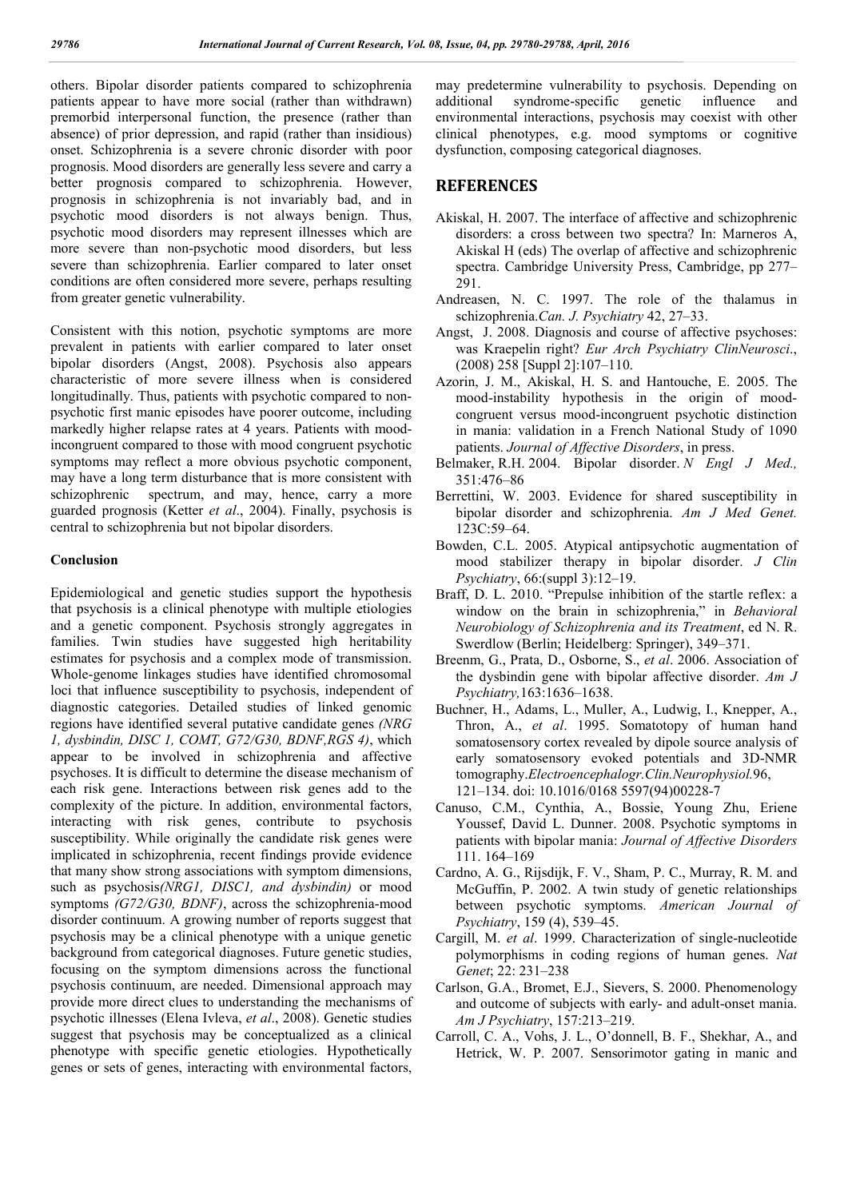others. Bipolar disorder patients compared to schizophrenia patients appear to have more social (rather than withdrawn) premorbid interpersonal function, the presence (rather than absence) of prior depression, and rapid (rather than insidious) onset. Schizophrenia is a severe chronic disorder with poor prognosis. Mood disorders are generally less severe and carry a better prognosis compared to schizophrenia. However, prognosis in schizophrenia is not invariably bad, and in psychotic mood disorders is not always benign. Thus, psychotic mood disorders may represent illnesses which are more severe than non-psychotic mood disorders, but less severe than schizophrenia. Earlier compared to later onset conditions are often considered more severe, perhaps resulting from greater genetic vulnerability.

Consistent with this notion, psychotic symptoms are more prevalent in patients with earlier compared to later onset bipolar disorders (Angst, 2008). Psychosis also appears characteristic of more severe illness when is considered longitudinally. Thus, patients with psychotic compared to non-psychotic first manic episodes have poorer outcome, including markedly higher relapse rates at 4 years. Patients with mood-incongruent compared to those with mood congruent psychotic symptoms may reflect a more obvious psychotic component, may have a long term disturbance that is more consistent with schizophrenic spectrum, and may, hence, carry a more guarded prognosis (Ketter *et al*., 2004). Finally, psychosis is central to schizophrenia but not bipolar disorders.

## Conclusion

Epidemiological and genetic studies support the hypothesis that psychosis is a clinical phenotype with multiple etiologies and a genetic component. Psychosis strongly aggregates in families. Twin studies have suggested high heritability estimates for psychosis and a complex mode of transmission. Whole-genome linkages studies have identified chromosomal loci that influence susceptibility to psychosis, independent of diagnostic categories. Detailed studies of linked genomic regions have identified several putative candidate genes *(NRG 1, dysbindin, DISC 1, COMT, G72/G30, BDNF,RGS 4)*, which appear to be involved in schizophrenia and affective psychoses. It is difficult to determine the disease mechanism of each risk gene. Interactions between risk genes add to the complexity of the picture. In addition, environmental factors, interacting with risk genes, contribute to psychosis susceptibility. While originally the candidate risk genes were implicated in schizophrenia, recent findings provide evidence that many show strong associations with symptom dimensions, such as psychosis*(NRG1, DISC1, and dysbindin)* or mood symptoms *(G72/G30, BDNF)*, across the schizophrenia-mood disorder continuum. A growing number of reports suggest that psychosis may be a clinical phenotype with a unique genetic background from categorical diagnoses. Future genetic studies, focusing on the symptom dimensions across the functional psychosis continuum, are needed. Dimensional approach may provide more direct clues to understanding the mechanisms of psychotic illnesses (Elena Ivleva, *et al*., 2008). Genetic studies suggest that psychosis may be conceptualized as a clinical phenotype with specific genetic etiologies. Hypothetically genes or sets of genes, interacting with environmental factors, may predetermine vulnerability to psychosis. Depending on additional syndrome-specific genetic influence and environmental interactions, psychosis may coexist with other clinical phenotypes, e.g. mood symptoms or cognitive dysfunction, composing categorical diagnoses.

## REFERENCES

- Akiskal, H. 2007. The interface of affective and schizophrenic disorders: a cross between two spectra? In: Marneros A, Akiskal H (eds) The overlap of affective and schizophrenic spectra. Cambridge University Press, Cambridge, pp 277–291.
- Andreasen, N. C. 1997. The role of the thalamus in schizophrenia.*Can. J. Psychiatry* 42, 27–33.
- Angst, J. 2008. Diagnosis and course of affective psychoses: was Kraepelin right? *Eur Arch Psychiatry ClinNeurosci*., (2008) 258 [Suppl 2]:107–110.
- Azorin, J. M., Akiskal, H. S. and Hantouche, E. 2005. The mood-instability hypothesis in the origin of mood-congruent versus mood-incongruent psychotic distinction in mania: validation in a French National Study of 1090 patients. *Journal of Affective Disorders*, in press.
- Belmaker, R.H. 2004. Bipolar disorder. *N Engl J Med.,* 351:476–86
- Berrettini, W. 2003. Evidence for shared susceptibility in bipolar disorder and schizophrenia. *Am J Med Genet.* 123C:59–64.
- Bowden, C.L. 2005. Atypical antipsychotic augmentation of mood stabilizer therapy in bipolar disorder. *J Clin Psychiatry*, 66:(suppl 3):12–19.
- Braff, D. L. 2010. "Prepulse inhibition of the startle reflex: a window on the brain in schizophrenia," in *Behavioral Neurobiology of Schizophrenia and its Treatment*, ed N. R. Swerdlow (Berlin; Heidelberg: Springer), 349–371.
- Breenm, G., Prata, D., Osborne, S., *et al*. 2006. Association of the dysbindin gene with bipolar affective disorder. *Am J Psychiatry,*163:1636–1638.
- Buchner, H., Adams, L., Muller, A., Ludwig, I., Knepper, A., Thron, A., *et al*. 1995. Somatotopy of human hand somatosensory cortex revealed by dipole source analysis of early somatosensory evoked potentials and 3D-NMR tomography.*Electroencephalogr.Clin.Neurophysiol.*96, 121–134. doi: 10.1016/0168 5597(94)00228-7
- Canuso, C.M., Cynthia, A., Bossie, Young Zhu, Eriene Youssef, David L. Dunner. 2008. Psychotic symptoms in patients with bipolar mania: *Journal of Affective Disorders* 111. 164–169
- Cardno, A. G., Rijsdijk, F. V., Sham, P. C., Murray, R. M. and McGuffin, P. 2002. A twin study of genetic relationships between psychotic symptoms. *American Journal of Psychiatry*, 159 (4), 539–45.
- Cargill, M. *et al*. 1999. Characterization of single-nucleotide polymorphisms in coding regions of human genes. *Nat Genet*; 22: 231–238
- Carlson, G.A., Bromet, E.J., Sievers, S. 2000. Phenomenology and outcome of subjects with early- and adult-onset mania. *Am J Psychiatry*, 157:213–219.
- Carroll, C. A., Vohs, J. L., O'donnell, B. F., Shekhar, A., and Hetrick, W. P. 2007. Sensorimotor gating in manic and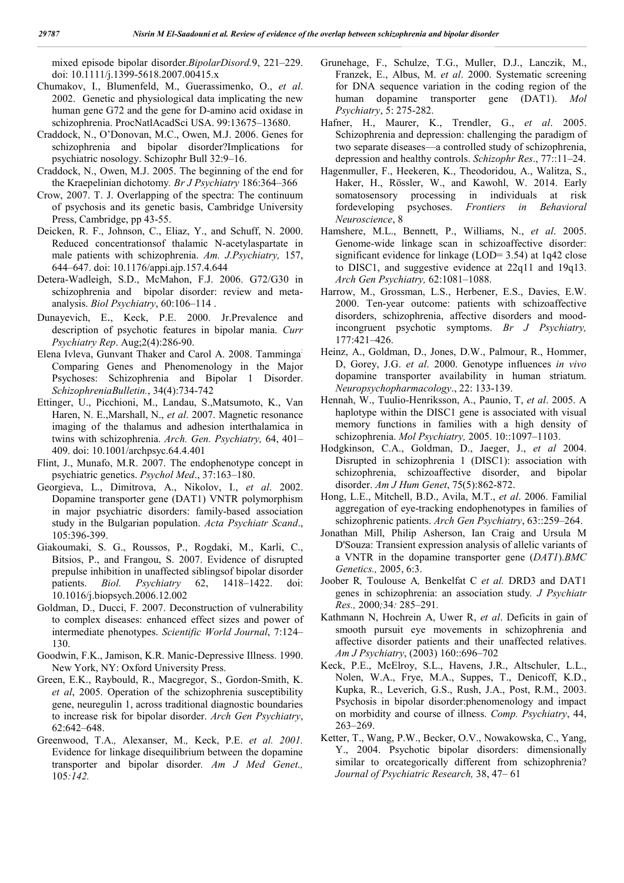mixed episode bipolar disorder.*BipolarDisord.*9, 221–229. doi: 10.1111/j.1399-5618.2007.00415.x

Chumakov, I., Blumenfeld, M., Guerassimenko, O., *et al*. 2002. Genetic and physiological data implicating the new human gene G72 and the gene for D-amino acid oxidase in schizophrenia. ProcNatlAcadSci USA. 99:13675–13680.

Craddock, N., O'Donovan, M.C., Owen, M.J. 2006. Genes for schizophrenia and bipolar disorder?Implications for psychiatric nosology. Schizophr Bull 32:9–16.

Craddock, N., Owen, M.J. 2005. The beginning of the end for the Kraepelinian dichotomy*. Br J Psychiatry* 186:364–366

Crow, 2007. T. J. Overlapping of the spectra: The continuum of psychosis and its genetic basis, Cambridge University Press, Cambridge, pp 43-55.

Deicken, R. F., Johnson, C., Eliaz, Y., and Schuff, N. 2000. Reduced concentrationsof thalamic N-acetylaspartate in male patients with schizophrenia. *Am. J.Psychiatry,* 157, 644–647. doi: 10.1176/appi.ajp.157.4.644

Detera-Wadleigh, S.D., McMahon, F.J. 2006. G72/G30 in schizophrenia and bipolar disorder: review and meta-analysis. *Biol Psychiatry*, 60:106–114 .

Dunayevich, E., Keck, P.E. 2000. Jr.Prevalence and description of psychotic features in bipolar mania. *Curr Psychiatry Rep*. Aug;2(4):286-90.

Elena Ivleva, Gunvant Thaker and Carol A. 2008. Tamminga. Comparing Genes and Phenomenology in the Major Psychoses: Schizophrenia and Bipolar 1 Disorder. *SchizophreniaBulletin.*, 34(4):734-742

Ettinger, U., Picchioni, M., Landau, S.,Matsumoto, K., Van Haren, N. E.,Marshall, N., *et al*. 2007. Magnetic resonance imaging of the thalamus and adhesion interthalamica in twins with schizophrenia. *Arch. Gen. Psychiatry,* 64, 401–409. doi: 10.1001/archpsyc.64.4.401

Flint, J., Munafo, M.R. 2007. The endophenotype concept in psychiatric genetics. *Psychol Med*., 37:163–180.

Georgieva, L., Dimitrova, A., Nikolov, I., *et al*. 2002. Dopamine transporter gene (DAT1) VNTR polymorphism in major psychiatric disorders: family-based association study in the Bulgarian population. *Acta Psychiatr Scand*., 105:396-399.

Giakoumaki, S. G., Roussos, P., Rogdaki, M., Karli, C., Bitsios, P., and Frangou, S. 2007. Evidence of disrupted prepulse inhibition in unaffected siblingsof bipolar disorder patients. *Biol. Psychiatry* 62, 1418–1422. doi: 10.1016/j.biopsych.2006.12.002

Goldman, D., Ducci, F. 2007. Deconstruction of vulnerability to complex diseases: enhanced effect sizes and power of intermediate phenotypes. *Scientific World Journal*, 7:124–130.

Goodwin, F.K., Jamison, K.R. Manic-Depressive Illness. 1990. New York, NY: Oxford University Press.

Green, E.K., Raybould, R., Macgregor, S., Gordon-Smith, K. *et al*, 2005. Operation of the schizophrenia susceptibility gene, neuregulin 1, across traditional diagnostic boundaries to increase risk for bipolar disorder. *Arch Gen Psychiatry*, 62:642–648.

Greenwood, T.A*.,* Alexanser, M*.,* Keck, P.E. *et al. 2001.* Evidence for linkage disequilibrium between the dopamine transporter and bipolar disorder*. Am J Med Genet.,* 105*:142.*

Grunehage, F., Schulze, T.G., Muller, D.J., Lanczik, M., Franzek, E., Albus, M. *et al*. 2000. Systematic screening for DNA sequence variation in the coding region of the human dopamine transporter gene (DAT1). *Mol Psychiatry*, 5: 275-282.

Hafner, H., Maurer, K., Trendler, G., *et al*. 2005. Schizophrenia and depression: challenging the paradigm of two separate diseases—a controlled study of schizophrenia, depression and healthy controls. *Schizophr Res*., 77::11–24.

Hagenmuller, F., Heekeren, K., Theodoridou, A., Walitza, S., Haker, H., Rössler, W., and Kawohl, W. 2014. Early somatosensory processing in individuals at risk fordeveloping psychoses. *Frontiers in Behavioral Neuroscience*, 8

Hamshere, M.L., Bennett, P., Williams, N., *et al*. 2005. Genome-wide linkage scan in schizoaffective disorder: significant evidence for linkage (LOD= 3.54) at 1q42 close to DISC1, and suggestive evidence at 22q11 and 19q13. *Arch Gen Psychiatry,* 62:1081–1088.

Harrow, M., Grossman, L.S., Herbener, E.S., Davies, E.W. 2000. Ten-year outcome: patients with schizoaffective disorders, schizophrenia, affective disorders and mood-incongruent psychotic symptoms. *Br J Psychiatry,* 177:421–426.

Heinz, A., Goldman, D., Jones, D.W., Palmour, R., Hommer, D, Gorey, J.G. *et al*. 2000. Genotype influences *in vivo* dopamine transporter availability in human striatum. *Neuropsychopharmacology*., 22: 133-139.

Hennah, W., Tuulio-Henriksson, A., Paunio, T, *et al*. 2005. A haplotype within the DISC1 gene is associated with visual memory functions in families with a high density of schizophrenia. *Mol Psychiatry,* 2005. 10::1097–1103.

Hodgkinson, C.A., Goldman, D., Jaeger, J., *et al* 2004. Disrupted in schizophrenia 1 (DISC1): association with schizophrenia, schizoaffective disorder, and bipolar disorder. *Am J Hum Genet*, 75(5):862-872.

Hong, L.E., Mitchell, B.D., Avila, M.T., *et al*. 2006. Familial aggregation of eye-tracking endophenotypes in families of schizophrenic patients. *Arch Gen Psychiatry*, 63::259–264.

Jonathan Mill, Philip Asherson, Ian Craig and Ursula M D'Souza: Transient expression analysis of allelic variants of a VNTR in the dopamine transporter gene (*DAT1*).*BMC Genetics.,* 2005, 6:3.

Joober R*,* Toulouse A*,* Benkelfat C *et al.* DRD3 and DAT1 genes in schizophrenia: an association study*. J Psychiatr Res.,* 2000*;*34*:* 285–291*.*

Kathmann N, Hochrein A, Uwer R, *et al*. Deficits in gain of smooth pursuit eye movements in schizophrenia and affective disorder patients and their unaffected relatives. *Am J Psychiatry*, (2003) 160::696–702

Keck, P.E., McElroy, S.L., Havens, J.R., Altschuler, L.L., Nolen, W.A., Frye, M.A., Suppes, T., Denicoff, K.D., Kupka, R., Leverich, G.S., Rush, J.A., Post, R.M., 2003. Psychosis in bipolar disorder:phenomenology and impact on morbidity and course of illness. *Comp. Psychiatry*, 44, 263–269.

Ketter, T., Wang, P.W., Becker, O.V., Nowakowska, C., Yang, Y., 2004. Psychotic bipolar disorders: dimensionally similar to orcategorically different from schizophrenia? *Journal of Psychiatric Research,* 38, 47– 61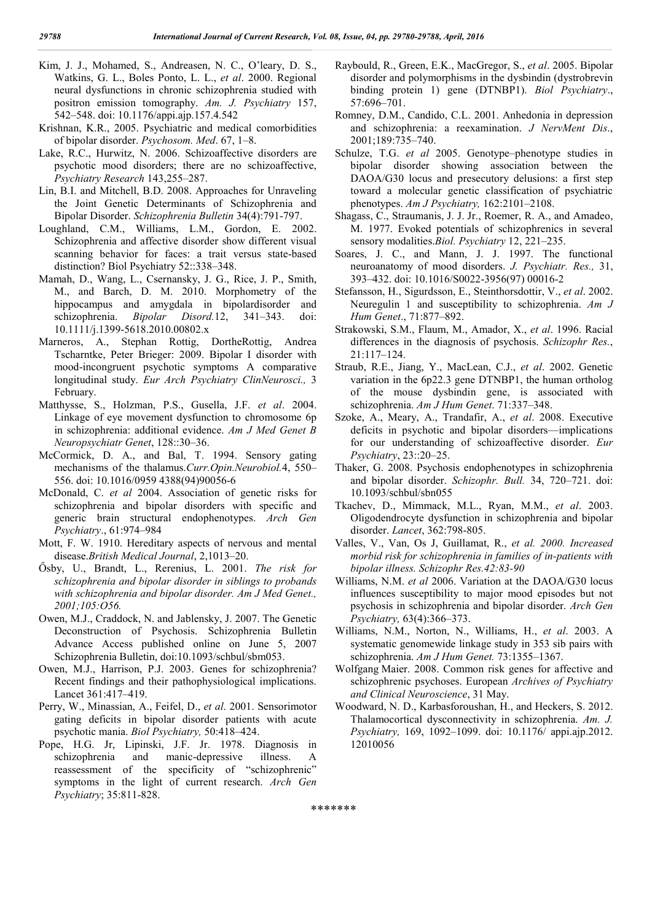Kim, J. J., Mohamed, S., Andreasen, N. C., O'leary, D. S., Watkins, G. L., Boles Ponto, L. L., *et al*. 2000. Regional neural dysfunctions in chronic schizophrenia studied with positron emission tomography. *Am. J. Psychiatry* 157, 542–548. doi: 10.1176/appi.ajp.157.4.542

Krishnan, K.R., 2005. Psychiatric and medical comorbidities of bipolar disorder. *Psychosom. Med*. 67, 1–8.

Lake, R.C., Hurwitz, N. 2006. Schizoaffective disorders are psychotic mood disorders; there are no schizoaffective, *Psychiatry Research* 143,255–287.

Lin, B.I. and Mitchell, B.D. 2008. Approaches for Unraveling the Joint Genetic Determinants of Schizophrenia and Bipolar Disorder. *Schizophrenia Bulletin* 34(4):791-797.

Loughland, C.M., Williams, L.M., Gordon, E. 2002. Schizophrenia and affective disorder show different visual scanning behavior for faces: a trait versus state-based distinction? Biol Psychiatry 52::338–348.

Mamah, D., Wang, L., Csernansky, J. G., Rice, J. P., Smith, M., and Barch, D. M. 2010. Morphometry of the hippocampus and amygdala in bipolardisorder and schizophrenia. *Bipolar Disord.*12, 341–343. doi: 10.1111/j.1399-5618.2010.00802.x

Marneros, A., Stephan Rottig, DortheRottig, Andrea Tscharntke, Peter Brieger: 2009. Bipolar I disorder with mood-incongruent psychotic symptoms A comparative longitudinal study. *Eur Arch Psychiatry ClinNeurosci.,* 3 February.

Matthysse, S., Holzman, P.S., Gusella, J.F. *et al*. 2004. Linkage of eye movement dysfunction to chromosome 6p in schizophrenia: additional evidence. *Am J Med Genet B Neuropsychiatr Genet*, 128::30–36.

McCormick, D. A., and Bal, T. 1994. Sensory gating mechanisms of the thalamus.*Curr.Opin.Neurobiol.*4, 550–556. doi: 10.1016/0959 4388(94)90056-6

McDonald, C. *et al* 2004. Association of genetic risks for schizophrenia and bipolar disorders with specific and generic brain structural endophenotypes. *Arch Gen Psychiatry*., 61:974–984

Mott, F. W. 1910. Hereditary aspects of nervous and mental disease.*British Medical Journal*, 2,1013–20.

Ősby, U., Brandt, L., Rerenius, L. 2001. *The risk for schizophrenia and bipolar disorder in siblings to probands with schizophrenia and bipolar disorder. Am J Med Genet., 2001;105:O56.*

Owen, M.J., Craddock, N. and Jablensky, J. 2007. The Genetic Deconstruction of Psychosis. Schizophrenia Bulletin Advance Access published online on June 5, 2007 Schizophrenia Bulletin, doi:10.1093/schbul/sbm053.

Owen, M.J., Harrison, P.J. 2003. Genes for schizophrenia? Recent findings and their pathophysiological implications. Lancet 361:417–419.

Perry, W., Minassian, A., Feifel, D., *et al*. 2001. Sensorimotor gating deficits in bipolar disorder patients with acute psychotic mania. *Biol Psychiatry,* 50:418–424.

Pope, H.G. Jr, Lipinski, J.F. Jr. 1978. Diagnosis in schizophrenia and manic-depressive illness. A reassessment of the specificity of "schizophrenic" symptoms in the light of current research. *Arch Gen Psychiatry*; 35:811-828.

Raybould, R., Green, E.K., MacGregor, S., *et al*. 2005. Bipolar disorder and polymorphisms in the dysbindin (dystrobrevin binding protein 1) gene (DTNBP1). *Biol Psychiatry*., 57:696–701.

Romney, D.M., Candido, C.L. 2001. Anhedonia in depression and schizophrenia: a reexamination. *J NervMent Dis*., 2001;189:735–740.

Schulze, T.G. *et al* 2005. Genotype–phenotype studies in bipolar disorder showing association between the DAOA/G30 locus and presecutory delusions: a first step toward a molecular genetic classification of psychiatric phenotypes. *Am J Psychiatry,* 162:2101–2108.

Shagass, C., Straumanis, J. J. Jr., Roemer, R. A., and Amadeo, M. 1977. Evoked potentials of schizophrenics in several sensory modalities.*Biol. Psychiatry* 12, 221–235.

Soares, J. C., and Mann, J. J. 1997. The functional neuroanatomy of mood disorders. *J. Psychiatr. Res.,* 31, 393–432. doi: 10.1016/S0022-3956(97) 00016-2

Stefansson, H., Sigurdsson, E., Steinthorsdottir, V., *et al*. 2002. Neuregulin 1 and susceptibility to schizophrenia. *Am J Hum Genet*., 71:877–892.

Strakowski, S.M., Flaum, M., Amador, X., *et al*. 1996. Racial differences in the diagnosis of psychosis. *Schizophr Res.*, 21:117–124.

Straub, R.E., Jiang, Y., MacLean, C.J., *et al*. 2002. Genetic variation in the 6p22.3 gene DTNBP1, the human ortholog of the mouse dysbindin gene, is associated with schizophrenia. *Am J Hum Genet*. 71:337–348.

Szoke, A., Meary, A., Trandafir, A., *et al*. 2008. Executive deficits in psychotic and bipolar disorders—implications for our understanding of schizoaffective disorder. *Eur Psychiatry*, 23::20–25.

Thaker, G. 2008. Psychosis endophenotypes in schizophrenia and bipolar disorder. *Schizophr. Bull.* 34, 720–721. doi: 10.1093/schbul/sbn055

Tkachev, D., Mimmack, M.L., Ryan, M.M., *et al*. 2003. Oligodendrocyte dysfunction in schizophrenia and bipolar disorder. *Lancet*, 362:798-805.

Valles, V., Van, Os J, Guillamat, R., *et al. 2000. Increased morbid risk for schizophrenia in families of in-patients with bipolar illness. Schizophr Res.42:83-90*

Williams, N.M. *et al* 2006. Variation at the DAOA/G30 locus influences susceptibility to major mood episodes but not psychosis in schizophrenia and bipolar disorder. *Arch Gen Psychiatry,* 63(4):366–373.

Williams, N.M., Norton, N., Williams, H., *et al*. 2003. A systematic genomewide linkage study in 353 sib pairs with schizophrenia. *Am J Hum Genet.* 73:1355–1367.

Wolfgang Maier. 2008. Common risk genes for affective and schizophrenic psychoses. European *Archives of Psychiatry and Clinical Neuroscience*, 31 May.

Woodward, N. D., Karbasforoushan, H., and Heckers, S. 2012. Thalamocortical dysconnectivity in schizophrenia. *Am. J. Psychiatry,* 169, 1092–1099. doi: 10.1176/ appi.ajp.2012. 12010056

*******